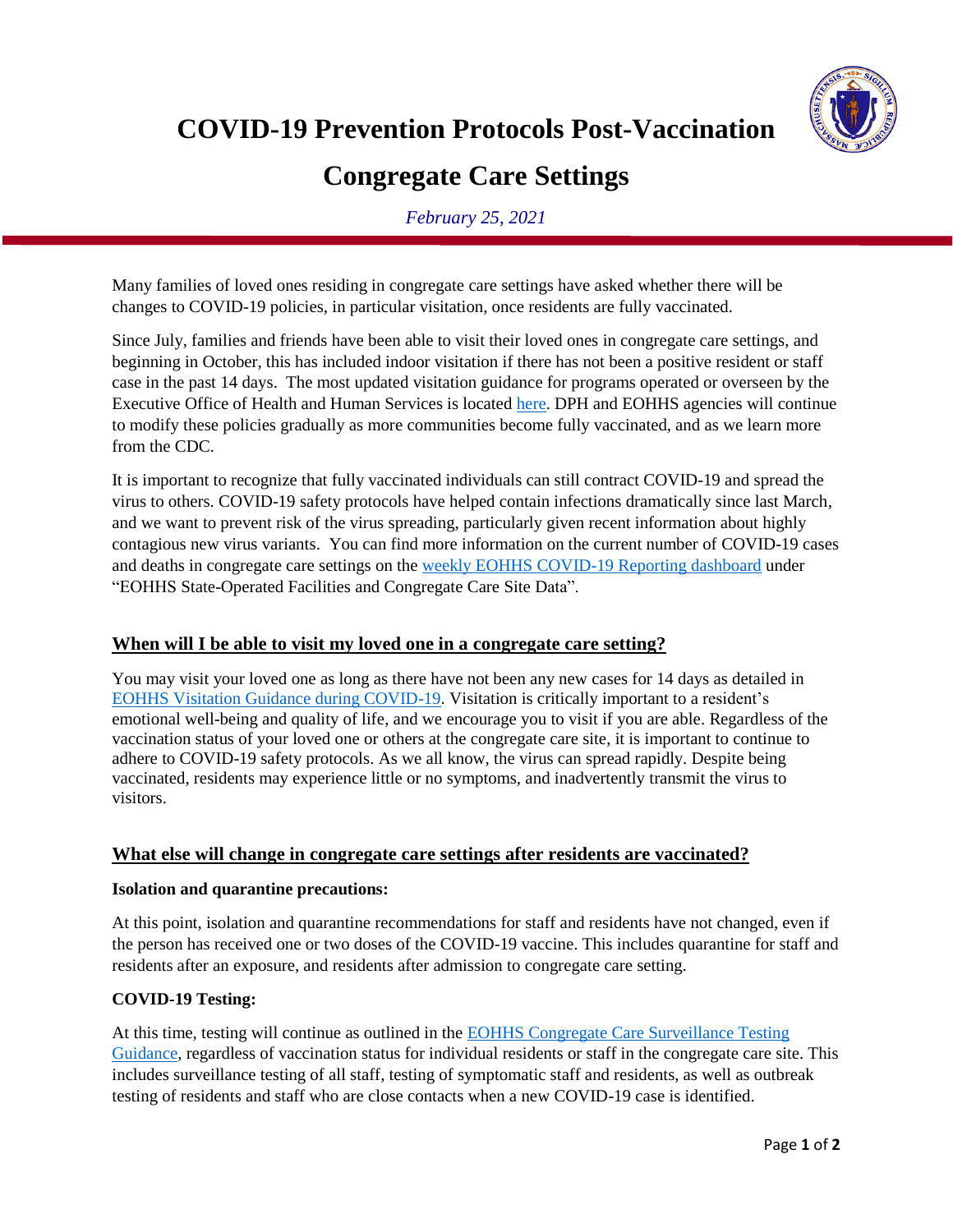# COVID-19 Prevention Protocols Post-Vaccination

# Congregate Care Settings

*February 25, 2021*

Many families of loved ones residing in congregate care settings have asked whether there will be changes to COVID-19 policies, in particular visitation, once residents are fully vaccinated.

Since July, families and friends have been able to visit their loved ones in congregate care settings, and beginning in October, this has included indoor visitation if there has not been a positive resident or staff case in the past 14 days. The most updated visitation guidance for programs operated or overseen by the Executive Office of Health and Human Services is located here. DPH and EOHHS agencies will continue to modify these policies gradually as more communities become fully vaccinated, and as we learn more from the CDC.

It is important to recognize that fully vaccinated individuals can still contract COVID-19 and spread the virus to others. COVID-19 safety protocols have helped contain infections dramatically since last March, and we want to prevent risk of the virus spreading, particularly given recent information about highly contagious new virus variants. You can find more information on the current number of COVID-19 cases and deaths in congregate care settings on the weekly EOHHS COVID-19 Reporting dashboard under "EOHHS State-Operated Facilities and Congregate Care Site Data".

## When will I be able to visit my loved one in a congregate care setting?

You may visit your loved one as long as there have not been any new cases for 14 days as detailed in EOHHS Visitation Guidance during COVID-19. Visitation is critically important to a resident's emotional well-being and quality of life, and we encourage you to visit if you are able. Regardless of the vaccination status of your loved one or others at the congregate care site, it is important to continue to adhere to COVID-19 safety protocols. As we all know, the virus can spread rapidly. Despite being vaccinated, residents may experience little or no symptoms, and inadvertently transmit the virus to visitors.

## What else will change in congregate care settings after residents are vaccinated?

**Isolation and quarantine precautions:**

At this point, isolation and quarantine recommendations for staff and residents have not changed, even if the person has received one or two doses of the COVID-19 vaccine. This includes quarantine for staff and residents after an exposure, and residents after admission to congregate care setting.

**COVID-19 Testing:**

At this time, testing will continue as outlined in the EOHHS Congregate Care Surveillance Testing Guidance, regardless of vaccination status for individual residents or staff in the congregate care site. This includes surveillance testing of all staff, testing of symptomatic staff and residents, as well as outbreak testing of residents and staff who are close contacts when a new COVID-19 case is identified.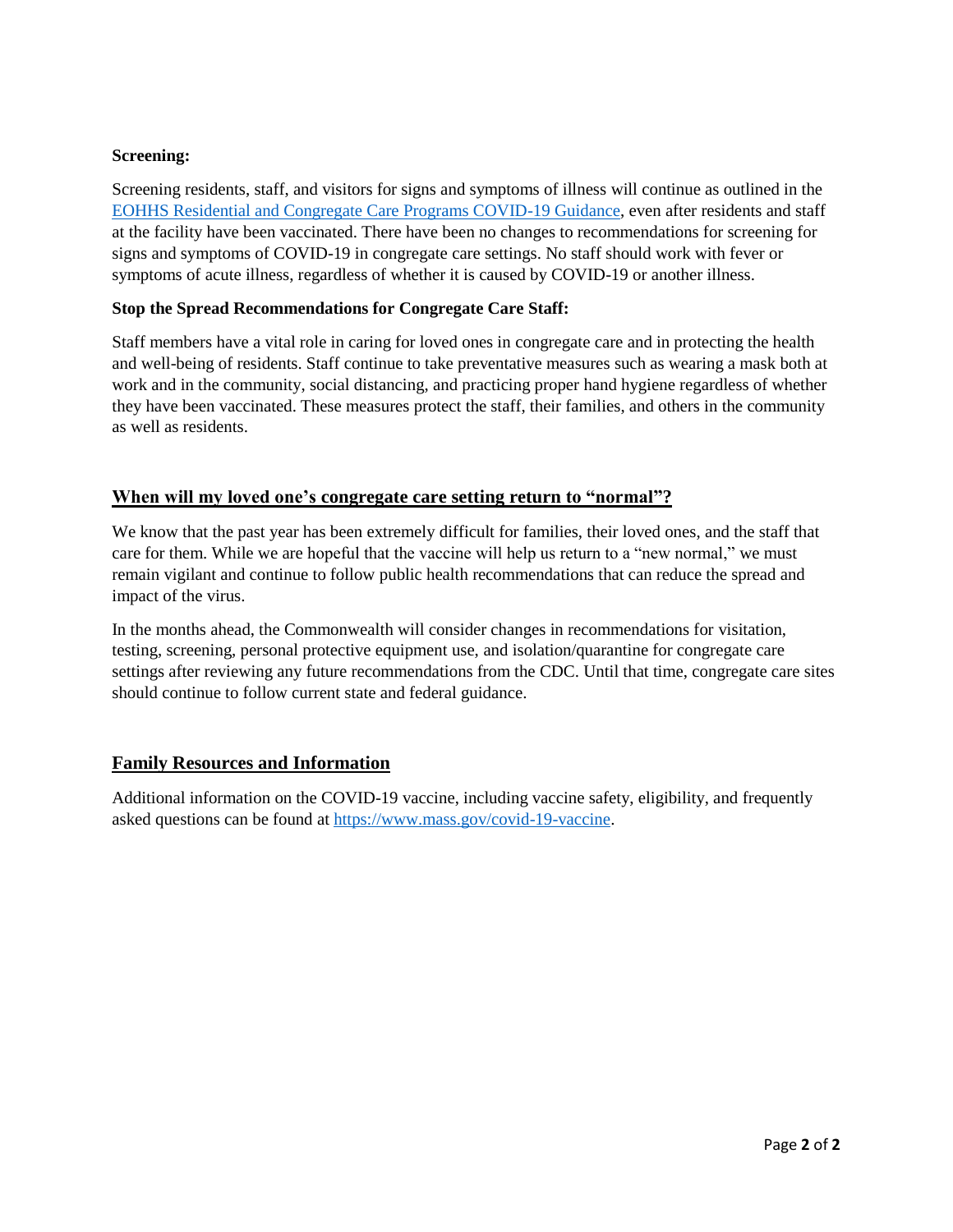**Screening:**

Screening residents, staff, and visitors for signs and symptoms of illness will continue as outlined in the [EOHHS Residential and Congregate Care Programs COVID-19 Guidance](), even after residents and staff at the facility have been vaccinated. There have been no changes to recommendations for screening for signs and symptoms of COVID-19 in congregate care settings. No staff should work with fever or symptoms of acute illness, regardless of whether it is caused by COVID-19 or another illness.

**Stop the Spread Recommendations for Congregate Care Staff:**

Staff members have a vital role in caring for loved ones in congregate care and in protecting the health and well-being of residents. Staff continue to take preventative measures such as wearing a mask both at work and in the community, social distancing, and practicing proper hand hygiene regardless of whether they have been vaccinated. These measures protect the staff, their families, and others in the community as well as residents.

## When will my loved one's congregate care setting return to "normal"?

We know that the past year has been extremely difficult for families, their loved ones, and the staff that care for them. While we are hopeful that the vaccine will help us return to a "new normal," we must remain vigilant and continue to follow public health recommendations that can reduce the spread and impact of the virus.

In the months ahead, the Commonwealth will consider changes in recommendations for visitation, testing, screening, personal protective equipment use, and isolation/quarantine for congregate care settings after reviewing any future recommendations from the CDC. Until that time, congregate care sites should continue to follow current state and federal guidance.

## Family Resources and Information

Additional information on the COVID-19 vaccine, including vaccine safety, eligibility, and frequently asked questions can be found at [https://www.mass.gov/covid-19-vaccine](https://www.mass.gov/covid-19-vaccine).